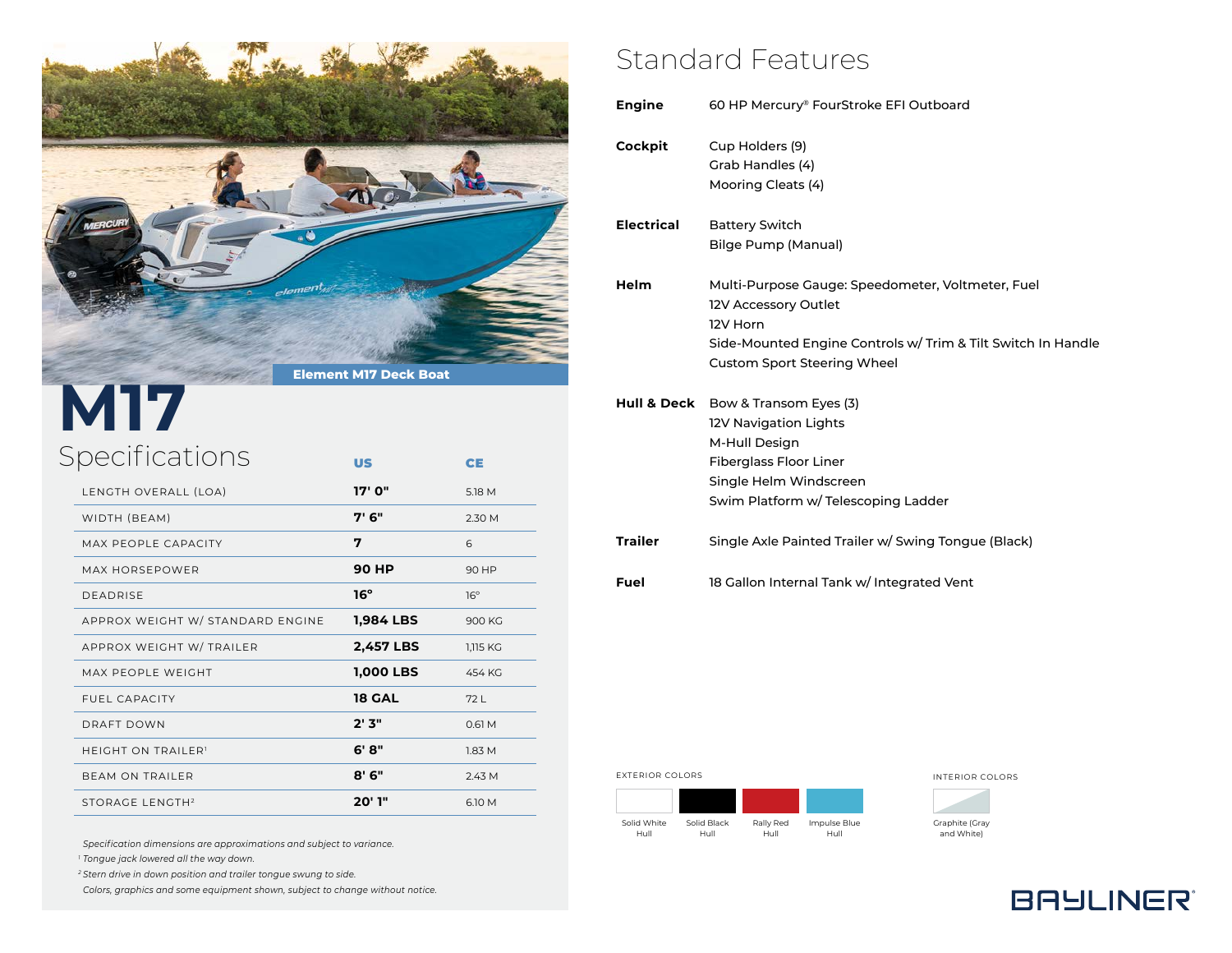Element M17 Deck Boat

# M17

## Specifications

| | US | CE |
|---|---|---|
| LENGTH OVERALL (LOA) | **17' 0"** | 5.18 M |
| WIDTH (BEAM) | **7' 6"** | 2.30 M |
| MAX PEOPLE CAPACITY | **7** | 6 |
| MAX HORSEPOWER | **90 HP** | 90 HP |
| DEADRISE | **16°** | 16° |
| APPROX WEIGHT W/ STANDARD ENGINE | **1,984 LBS** | 900 KG |
| APPROX WEIGHT W/ TRAILER | **2,457 LBS** | 1,115 KG |
| MAX PEOPLE WEIGHT | **1,000 LBS** | 454 KG |
| FUEL CAPACITY | **18 GAL** | 72 L |
| DRAFT DOWN | **2' 3"** | 0.61 M |
| HEIGHT ON TRAILER[1] | **6' 8"** | 1.83 M |
| BEAM ON TRAILER | **8' 6"** | 2.43 M |
| STORAGE LENGTH[2] | **20' 1"** | 6.10 M |

*Specification dimensions are approximations and subject to variance.*

[1] *Tongue jack lowered all the way down.*

[2] *Stern drive in down position and trailer tongue swung to side.*

*Colors, graphics and some equipment shown, subject to change without notice.*

## Standard Features

**Engine**
- 60 HP Mercury® FourStroke EFI Outboard

**Cockpit**
- Cup Holders (9)
- Grab Handles (4)
- Mooring Cleats (4)

**Electrical**
- Battery Switch
- Bilge Pump (Manual)

**Helm**
- Multi-Purpose Gauge: Speedometer, Voltmeter, Fuel
- 12V Accessory Outlet
- 12V Horn
- Side-Mounted Engine Controls w/ Trim & Tilt Switch In Handle
- Custom Sport Steering Wheel

**Hull & Deck**
- Bow & Transom Eyes (3)
- 12V Navigation Lights
- M-Hull Design
- Fiberglass Floor Liner
- Single Helm Windscreen
- Swim Platform w/ Telescoping Ladder

**Trailer**
- Single Axle Painted Trailer w/ Swing Tongue (Black)

**Fuel**
- 18 Gallon Internal Tank w/ Integrated Vent

EXTERIOR COLORS

Solid White Hull | Solid Black Hull | Rally Red Hull | Impulse Blue Hull

INTERIOR COLORS

Graphite (Gray and White)

BAYLINER®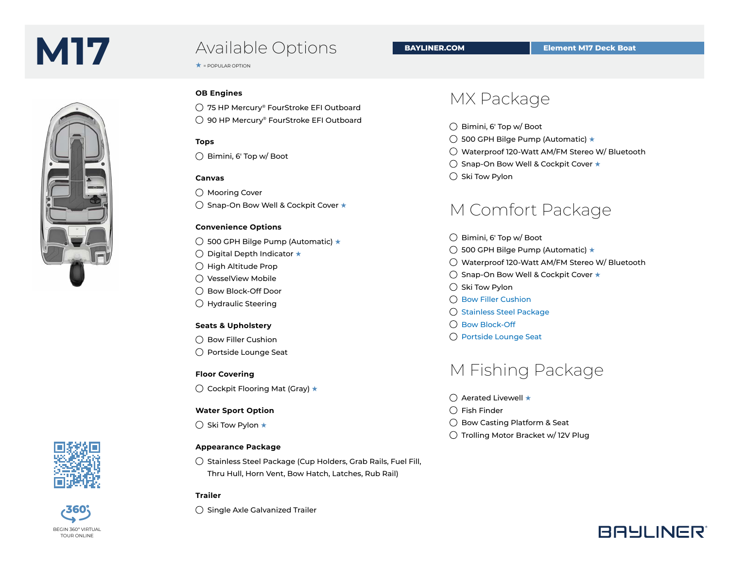# M17

## Available Options

★ = POPULAR OPTION

BAYLINER.COM | Element M17 Deck Boat

### OB Engines

- ◯ 75 HP Mercury® FourStroke EFI Outboard
- ◯ 90 HP Mercury® FourStroke EFI Outboard

### Tops

- ◯ Bimini, 6' Top w/ Boot

### Canvas

- ◯ Mooring Cover
- ◯ Snap-On Bow Well & Cockpit Cover ★

### Convenience Options

- ◯ 500 GPH Bilge Pump (Automatic) ★
- ◯ Digital Depth Indicator ★
- ◯ High Altitude Prop
- ◯ VesselView Mobile
- ◯ Bow Block-Off Door
- ◯ Hydraulic Steering

### Seats & Upholstery

- ◯ Bow Filler Cushion
- ◯ Portside Lounge Seat

### Floor Covering

- ◯ Cockpit Flooring Mat (Gray) ★

### Water Sport Option

- ◯ Ski Tow Pylon ★

### Appearance Package

- ◯ Stainless Steel Package (Cup Holders, Grab Rails, Fuel Fill, Thru Hull, Horn Vent, Bow Hatch, Latches, Rub Rail)

### Trailer

- ◯ Single Axle Galvanized Trailer

## MX Package

- ◯ Bimini, 6' Top w/ Boot
- ◯ 500 GPH Bilge Pump (Automatic) ★
- ◯ Waterproof 120-Watt AM/FM Stereo W/ Bluetooth
- ◯ Snap-On Bow Well & Cockpit Cover ★
- ◯ Ski Tow Pylon

## M Comfort Package

- ◯ Bimini, 6' Top w/ Boot
- ◯ 500 GPH Bilge Pump (Automatic) ★
- ◯ Waterproof 120-Watt AM/FM Stereo W/ Bluetooth
- ◯ Snap-On Bow Well & Cockpit Cover ★
- ◯ Ski Tow Pylon
- ◯ Bow Filler Cushion
- ◯ Stainless Steel Package
- ◯ Bow Block-Off
- ◯ Portside Lounge Seat

## M Fishing Package

- ◯ Aerated Livewell ★
- ◯ Fish Finder
- ◯ Bow Casting Platform & Seat
- ◯ Trolling Motor Bracket w/ 12V Plug

BEGIN 360° VIRTUAL TOUR ONLINE

BAYLINER®